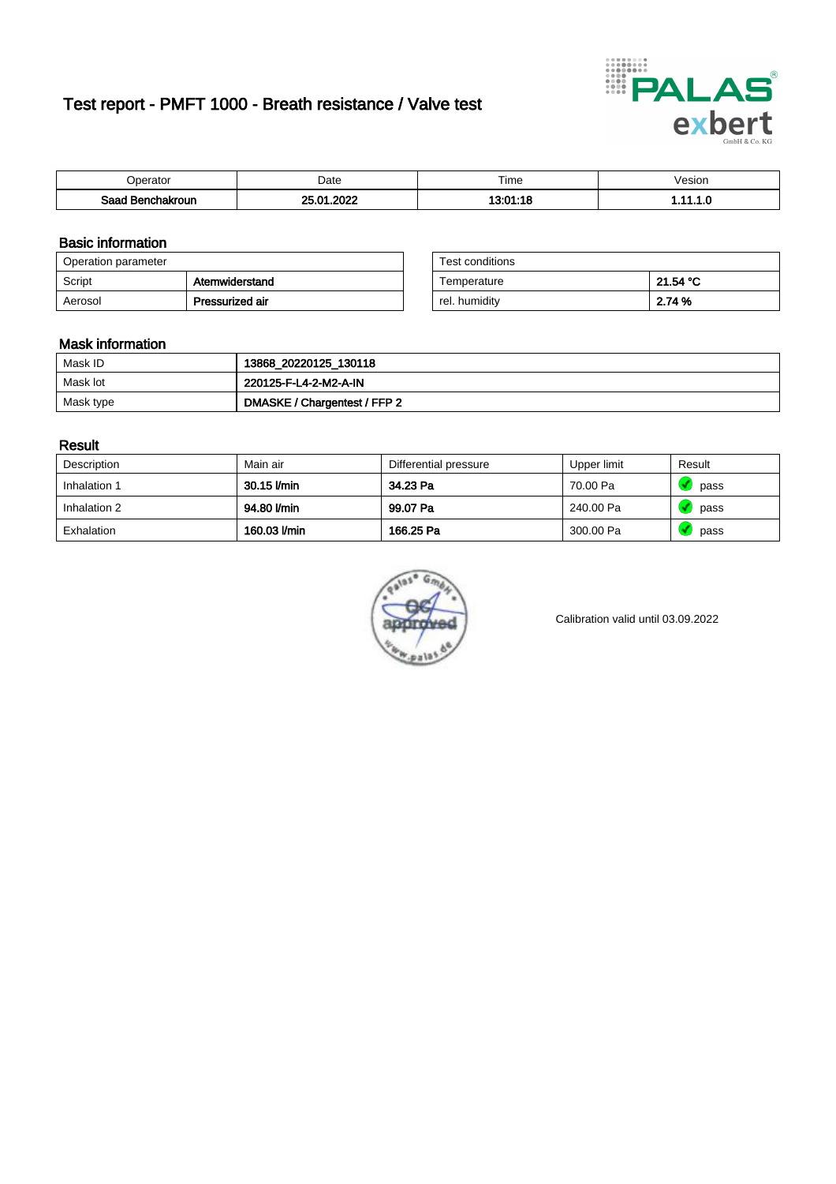# Test report - PMFT 1000 - Breath resistance / Valve test

| Operator | Date | Time | Vesion |
|---|---|---|---|
| **Saad Benchakroun** | **25.01.2022** | **13:01:18** | **1.11.1.0** |

## Basic information

| Operation parameter | |
|---|---|
| Script | **Atemwiderstand** |
| Aerosol | **Pressurized air** |

| Test conditions | |
|---|---|
| Temperature | **21.54 °C** |
| rel. humidity | **2.74 %** |

## Mask information

| | |
|---|---|
| Mask ID | **13868_20220125_130118** |
| Mask lot | **220125-F-L4-2-M2-A-IN** |
| Mask type | **DMASKE / Chargentest / FFP 2** |

## Result

| Description | Main air | Differential pressure | Upper limit | Result |
|---|---|---|---|---|
| Inhalation 1 | **30.15 l/min** | **34.23 Pa** | 70.00 Pa | pass |
| Inhalation 2 | **94.80 l/min** | **99.07 Pa** | 240.00 Pa | pass |
| Exhalation | **160.03 l/min** | **166.25 Pa** | 300.00 Pa | pass |

Calibration valid until 03.09.2022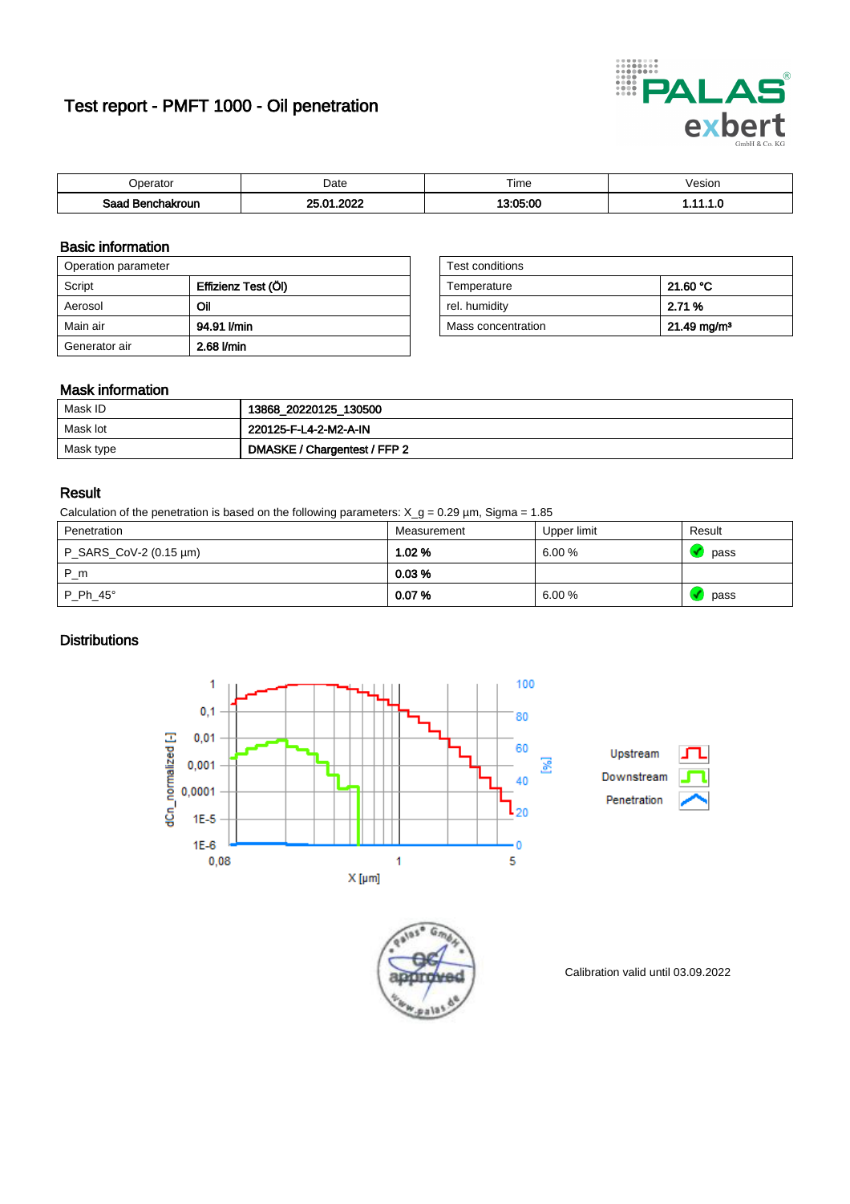# Test report - PMFT 1000 - Oil penetration

PALAS exbert GmbH & Co. KG

| Operator | Date | Time | Vesion |
|---|---|---|---|
| **Saad Benchakroun** | **25.01.2022** | **13:05:00** | **1.11.1.0** |

## Basic information

| Operation parameter | |
|---|---|
| Script | **Effizienz Test (Öl)** |
| Aerosol | **Oil** |
| Main air | **94.91 l/min** |
| Generator air | **2.68 l/min** |

| Test conditions | |
|---|---|
| Temperature | **21.60 °C** |
| rel. humidity | **2.71 %** |
| Mass concentration | **21.49 mg/m³** |

## Mask information

| | |
|---|---|
| Mask ID | **13868_20220125_130500** |
| Mask lot | **220125-F-L4-2-M2-A-IN** |
| Mask type | **DMASKE / Chargentest / FFP 2** |

## Result

Calculation of the penetration is based on the following parameters: X_g = 0.29 µm, Sigma = 1.85

| Penetration | Measurement | Upper limit | Result |
|---|---|---|---|
| P_SARS_CoV-2 (0.15 µm) | **1.02 %** | 6.00 % | pass |
| P_m | **0.03 %** | | |
| P_Ph_45° | **0.07 %** | 6.00 % | pass |

## Distributions

dCn_normalized [-]
1
0,1
0,01
0,001
0,0001
1E-5
1E-6
0,08
1
5
X [µm]
[%]
100
80
60
40
20
0
Upstream
Downstream
Penetration

Palas® GmbH QC approved www.palas.de

Calibration valid until 03.09.2022